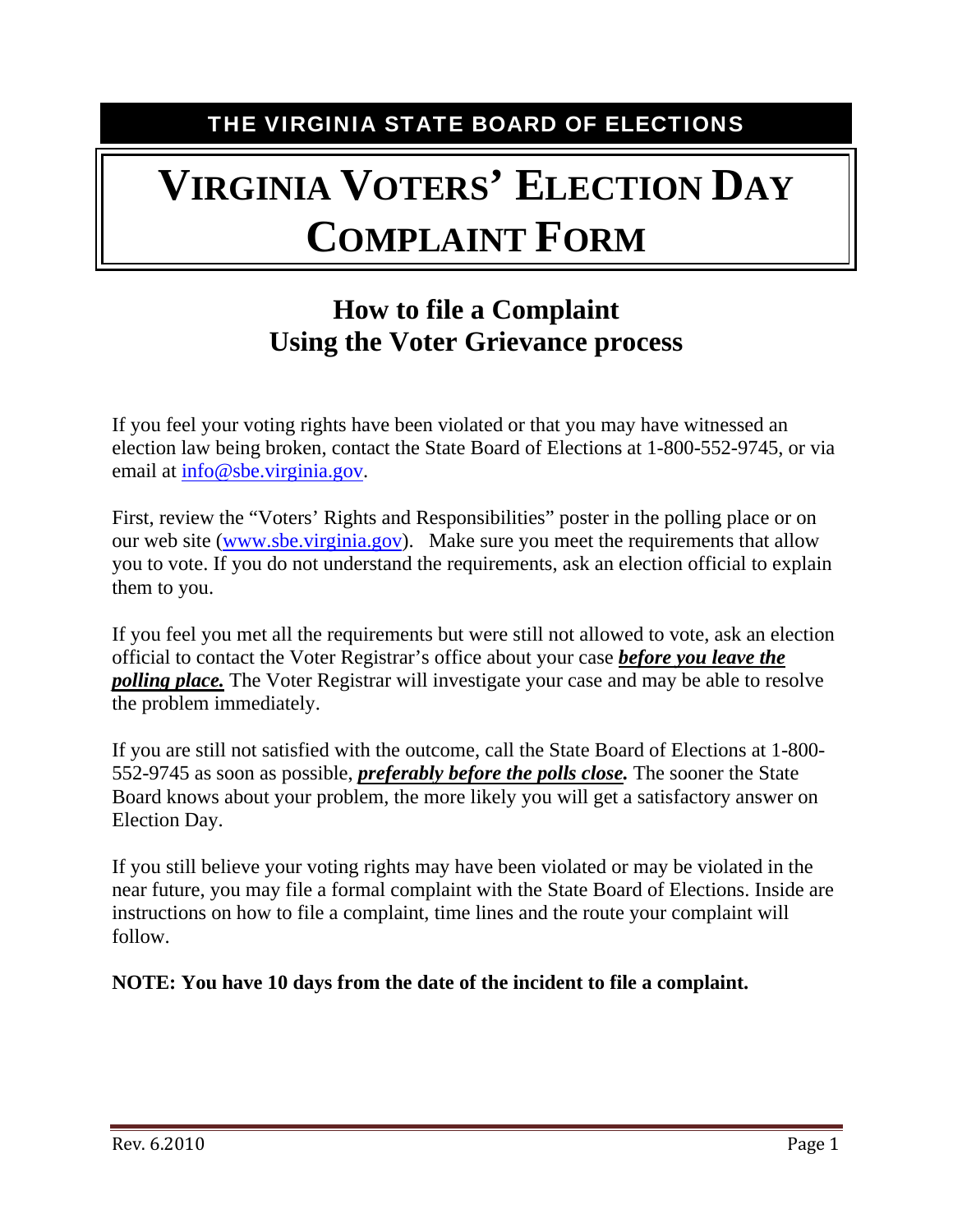THE VIRGINIA STATE BOARD OF ELECTIONS

# VIRGINIA VOTERS' ELECTION DAY COMPLAINT FORM

## How to file a Complaint Using the Voter Grievance process

If you feel your voting rights have been violated or that you may have witnessed an election law being broken, contact the State Board of Elections at 1-800-552-9745, or via email at info@sbe.virginia.gov.

First, review the "Voters' Rights and Responsibilities" poster in the polling place or on our web site (www.sbe.virginia.gov). Make sure you meet the requirements that allow you to vote. If you do not understand the requirements, ask an election official to explain them to you.

If you feel you met all the requirements but were still not allowed to vote, ask an election official to contact the Voter Registrar's office about your case ***before you leave the polling place.*** The Voter Registrar will investigate your case and may be able to resolve the problem immediately.

If you are still not satisfied with the outcome, call the State Board of Elections at 1-800-552-9745 as soon as possible, ***preferably before the polls close.*** The sooner the State Board knows about your problem, the more likely you will get a satisfactory answer on Election Day.

If you still believe your voting rights may have been violated or may be violated in the near future, you may file a formal complaint with the State Board of Elections. Inside are instructions on how to file a complaint, time lines and the route your complaint will follow.

**NOTE: You have 10 days from the date of the incident to file a complaint.**

Rev. 6.2010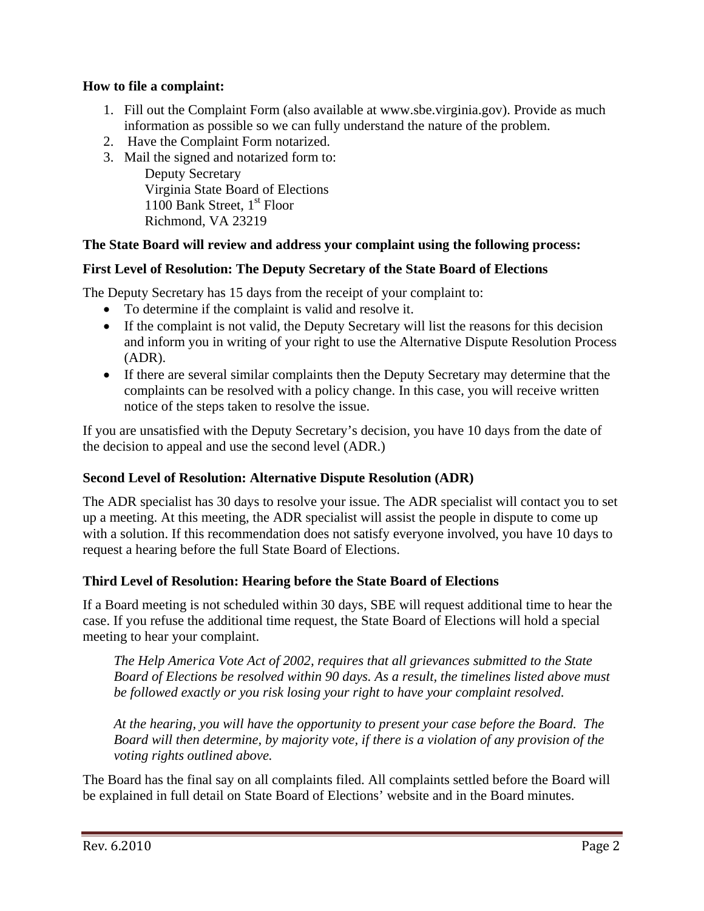**How to file a complaint:**

1. Fill out the Complaint Form (also available at www.sbe.virginia.gov). Provide as much information as possible so we can fully understand the nature of the problem.
2. Have the Complaint Form notarized.
3. Mail the signed and notarized form to:

   Deputy Secretary
   Virginia State Board of Elections
   1100 Bank Street, 1st Floor
   Richmond, VA 23219

**The State Board will review and address your complaint using the following process:**

### First Level of Resolution: The Deputy Secretary of the State Board of Elections

The Deputy Secretary has 15 days from the receipt of your complaint to:

- To determine if the complaint is valid and resolve it.
- If the complaint is not valid, the Deputy Secretary will list the reasons for this decision and inform you in writing of your right to use the Alternative Dispute Resolution Process (ADR).
- If there are several similar complaints then the Deputy Secretary may determine that the complaints can be resolved with a policy change. In this case, you will receive written notice of the steps taken to resolve the issue.

If you are unsatisfied with the Deputy Secretary's decision, you have 10 days from the date of the decision to appeal and use the second level (ADR.)

### Second Level of Resolution: Alternative Dispute Resolution (ADR)

The ADR specialist has 30 days to resolve your issue. The ADR specialist will contact you to set up a meeting. At this meeting, the ADR specialist will assist the people in dispute to come up with a solution. If this recommendation does not satisfy everyone involved, you have 10 days to request a hearing before the full State Board of Elections.

### Third Level of Resolution: Hearing before the State Board of Elections

If a Board meeting is not scheduled within 30 days, SBE will request additional time to hear the case. If you refuse the additional time request, the State Board of Elections will hold a special meeting to hear your complaint.

> *The Help America Vote Act of 2002, requires that all grievances submitted to the State Board of Elections be resolved within 90 days. As a result, the timelines listed above must be followed exactly or you risk losing your right to have your complaint resolved.*
>
> *At the hearing, you will have the opportunity to present your case before the Board. The Board will then determine, by majority vote, if there is a violation of any provision of the voting rights outlined above.*

The Board has the final say on all complaints filed. All complaints settled before the Board will be explained in full detail on State Board of Elections' website and in the Board minutes.

Rev. 6.2010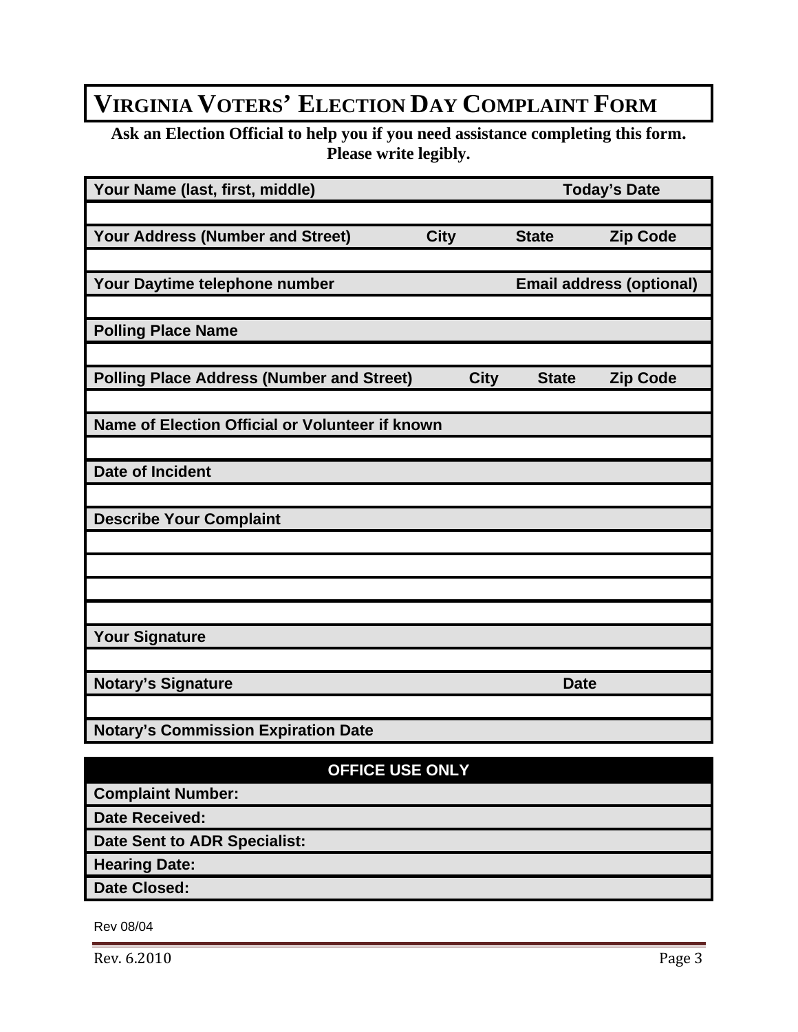# VIRGINIA VOTERS' ELECTION DAY COMPLAINT FORM

**Ask an Election Official to help you if you need assistance completing this form.**
**Please write legibly.**

| **Your Name (last, first, middle)** | | | **Today's Date** |
|---|---|---|---|
| | | | |
| **Your Address (Number and Street)** | **City** | **State** | **Zip Code** |
| | | | |
| **Your Daytime telephone number** | | | **Email address (optional)** |
| | | | |
| **Polling Place Name** | | | |
| | | | |
| **Polling Place Address (Number and Street)** | **City** | **State** | **Zip Code** |
| | | | |
| **Name of Election Official or Volunteer if known** | | | |
| | | | |
| **Date of Incident** | | | |
| | | | |
| **Describe Your Complaint** | | | |
| | | | |
| | | | |
| | | | |
| | | | |
| **Your Signature** | | | |
| | | | |
| **Notary's Signature** | | | **Date** |
| | | | |
| **Notary's Commission Expiration Date** | | | |

| **OFFICE USE ONLY** |
|---|
| **Complaint Number:** |
| **Date Received:** |
| **Date Sent to ADR Specialist:** |
| **Hearing Date:** |
| **Date Closed:** |

Rev 08/04

Rev. 6.2010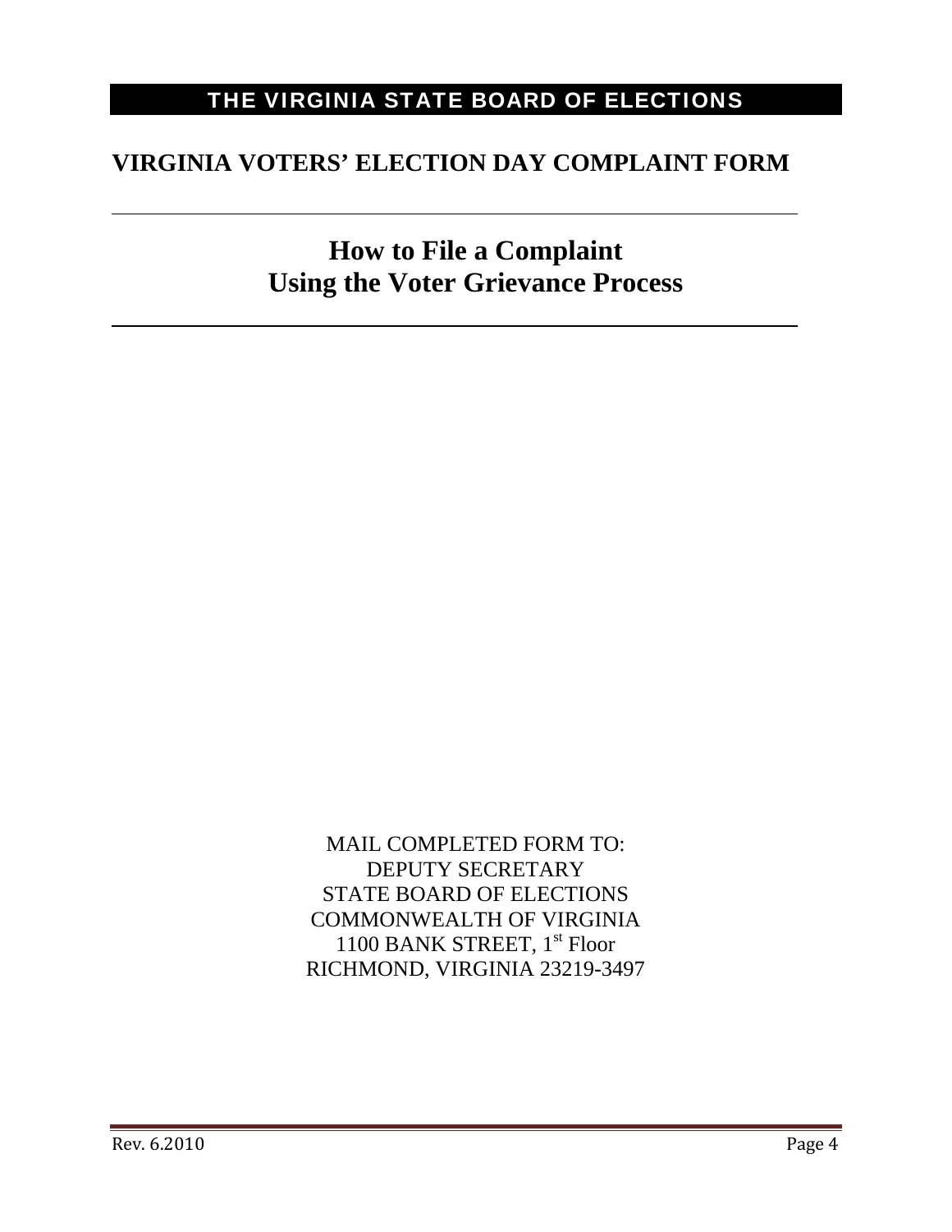# THE VIRGINIA STATE BOARD OF ELECTIONS

## VIRGINIA VOTERS' ELECTION DAY COMPLAINT FORM

---

## How to File a Complaint
## Using the Voter Grievance Process

---

MAIL COMPLETED FORM TO:
DEPUTY SECRETARY
STATE BOARD OF ELECTIONS
COMMONWEALTH OF VIRGINIA
1100 BANK STREET, 1st Floor
RICHMOND, VIRGINIA 23219-3497

Rev. 6.2010